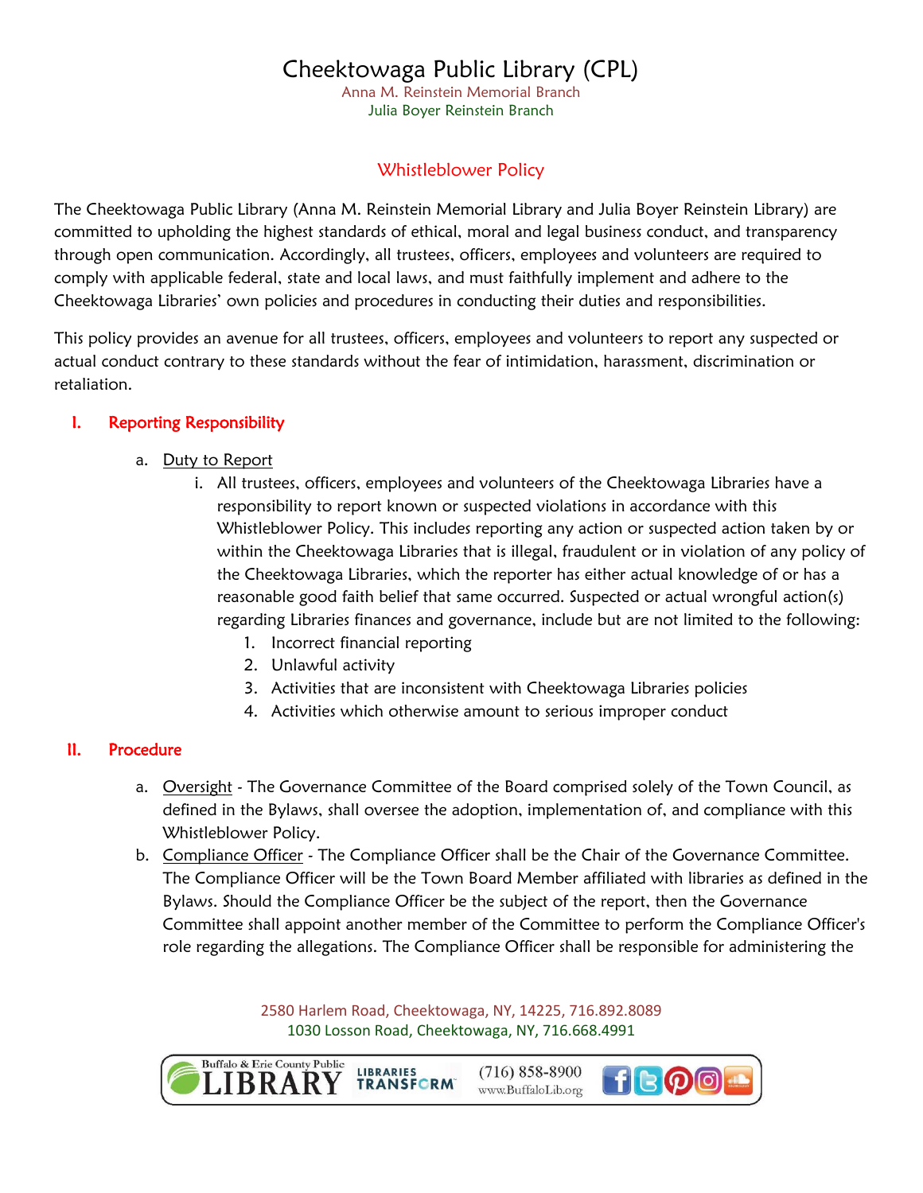# Cheektowaga Public Library (CPL)

Anna M. Reinstein Memorial Branch
Julia Boyer Reinstein Branch

## Whistleblower Policy

The Cheektowaga Public Library (Anna M. Reinstein Memorial Library and Julia Boyer Reinstein Library) are committed to upholding the highest standards of ethical, moral and legal business conduct, and transparency through open communication. Accordingly, all trustees, officers, employees and volunteers are required to comply with applicable federal, state and local laws, and must faithfully implement and adhere to the Cheektowaga Libraries' own policies and procedures in conducting their duties and responsibilities.

This policy provides an avenue for all trustees, officers, employees and volunteers to report any suspected or actual conduct contrary to these standards without the fear of intimidation, harassment, discrimination or retaliation.

### I. Reporting Responsibility

a. Duty to Report

   i. All trustees, officers, employees and volunteers of the Cheektowaga Libraries have a responsibility to report known or suspected violations in accordance with this Whistleblower Policy. This includes reporting any action or suspected action taken by or within the Cheektowaga Libraries that is illegal, fraudulent or in violation of any policy of the Cheektowaga Libraries, which the reporter has either actual knowledge of or has a reasonable good faith belief that same occurred. Suspected or actual wrongful action(s) regarding Libraries finances and governance, include but are not limited to the following:

      1. Incorrect financial reporting
      2. Unlawful activity
      3. Activities that are inconsistent with Cheektowaga Libraries policies
      4. Activities which otherwise amount to serious improper conduct

### II. Procedure

a. Oversight - The Governance Committee of the Board comprised solely of the Town Council, as defined in the Bylaws, shall oversee the adoption, implementation of, and compliance with this Whistleblower Policy.

b. Compliance Officer - The Compliance Officer shall be the Chair of the Governance Committee. The Compliance Officer will be the Town Board Member affiliated with libraries as defined in the Bylaws. Should the Compliance Officer be the subject of the report, then the Governance Committee shall appoint another member of the Committee to perform the Compliance Officer's role regarding the allegations. The Compliance Officer shall be responsible for administering the

2580 Harlem Road, Cheektowaga, NY, 14225, 716.892.8089
1030 Losson Road, Cheektowaga, NY, 716.668.4991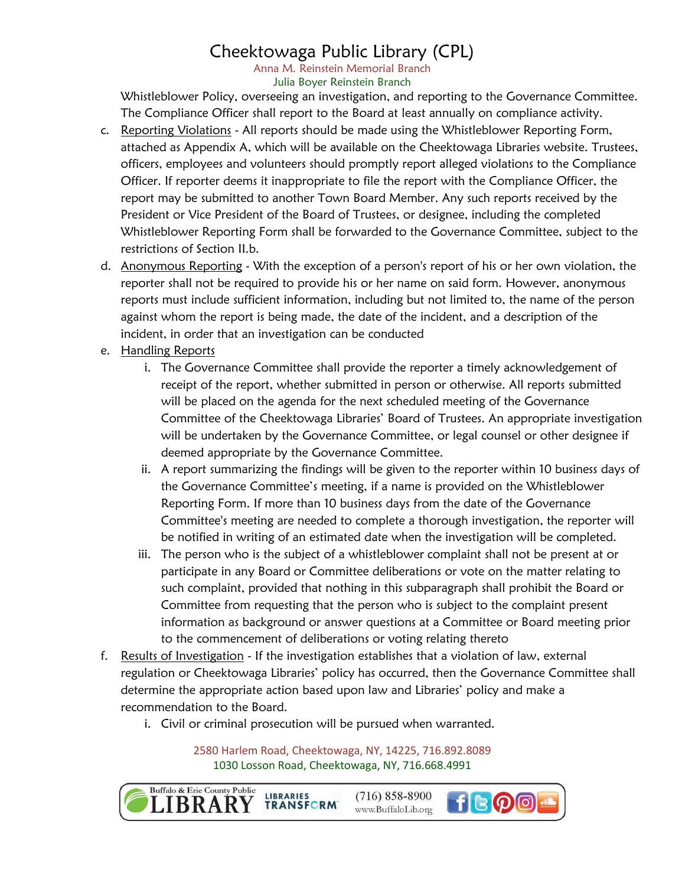Whistleblower Policy, overseeing an investigation, and reporting to the Governance Committee. The Compliance Officer shall report to the Board at least annually on compliance activity.

c. Reporting Violations - All reports should be made using the Whistleblower Reporting Form, attached as Appendix A, which will be available on the Cheektowaga Libraries website. Trustees, officers, employees and volunteers should promptly report alleged violations to the Compliance Officer. If reporter deems it inappropriate to file the report with the Compliance Officer, the report may be submitted to another Town Board Member. Any such reports received by the President or Vice President of the Board of Trustees, or designee, including the completed Whistleblower Reporting Form shall be forwarded to the Governance Committee, subject to the restrictions of Section II.b.

d. Anonymous Reporting - With the exception of a person's report of his or her own violation, the reporter shall not be required to provide his or her name on said form. However, anonymous reports must include sufficient information, including but not limited to, the name of the person against whom the report is being made, the date of the incident, and a description of the incident, in order that an investigation can be conducted

e. Handling Reports
   i. The Governance Committee shall provide the reporter a timely acknowledgement of receipt of the report, whether submitted in person or otherwise. All reports submitted will be placed on the agenda for the next scheduled meeting of the Governance Committee of the Cheektowaga Libraries' Board of Trustees. An appropriate investigation will be undertaken by the Governance Committee, or legal counsel or other designee if deemed appropriate by the Governance Committee.
   ii. A report summarizing the findings will be given to the reporter within 10 business days of the Governance Committee's meeting, if a name is provided on the Whistleblower Reporting Form. If more than 10 business days from the date of the Governance Committee's meeting are needed to complete a thorough investigation, the reporter will be notified in writing of an estimated date when the investigation will be completed.
   iii. The person who is the subject of a whistleblower complaint shall not be present at or participate in any Board or Committee deliberations or vote on the matter relating to such complaint, provided that nothing in this subparagraph shall prohibit the Board or Committee from requesting that the person who is subject to the complaint present information as background or answer questions at a Committee or Board meeting prior to the commencement of deliberations or voting relating thereto

f. Results of Investigation - If the investigation establishes that a violation of law, external regulation or Cheektowaga Libraries' policy has occurred, then the Governance Committee shall determine the appropriate action based upon law and Libraries' policy and make a recommendation to the Board.
   i. Civil or criminal prosecution will be pursued when warranted.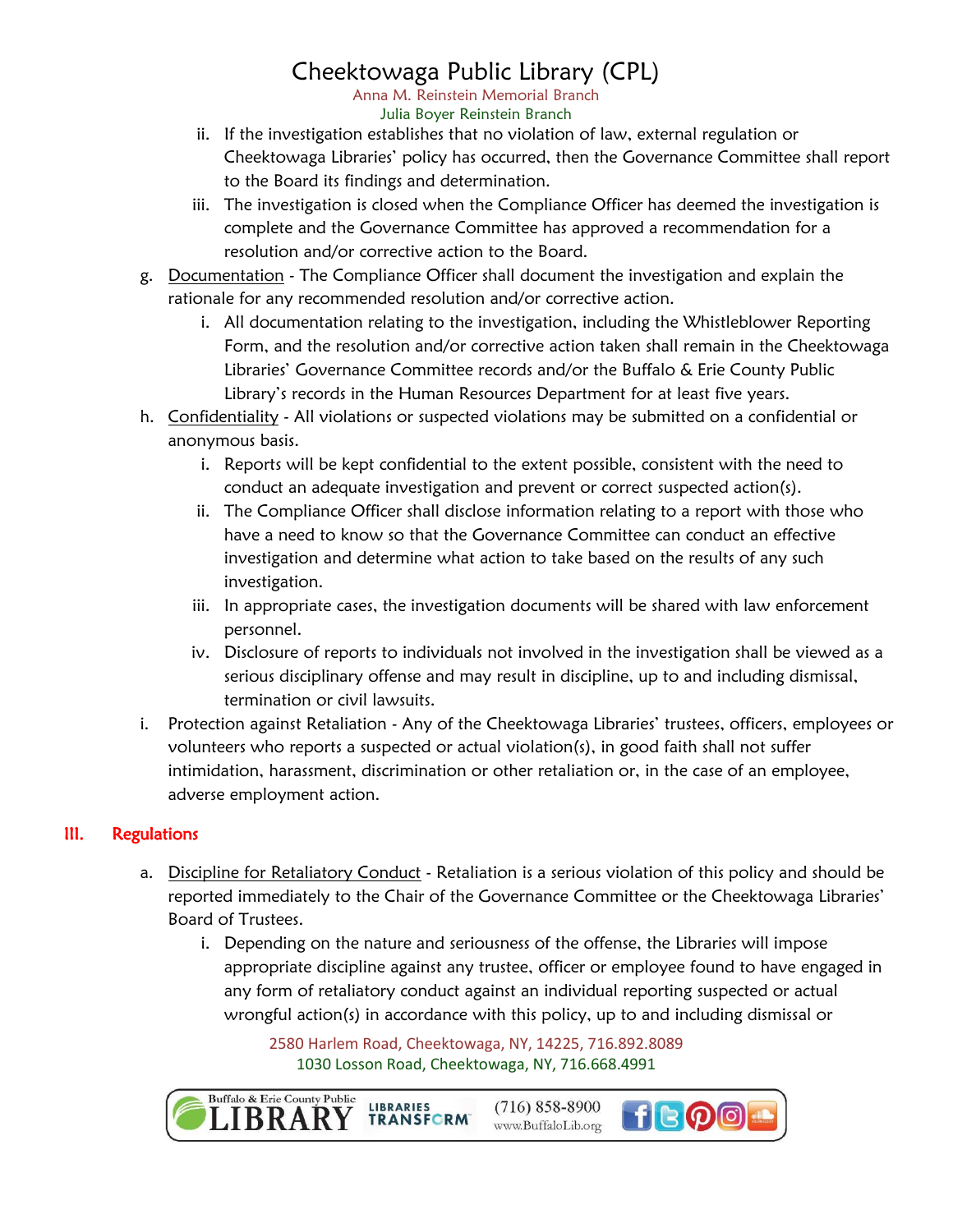ii. If the investigation establishes that no violation of law, external regulation or Cheektowaga Libraries' policy has occurred, then the Governance Committee shall report to the Board its findings and determination.

iii. The investigation is closed when the Compliance Officer has deemed the investigation is complete and the Governance Committee has approved a recommendation for a resolution and/or corrective action to the Board.

g. Documentation - The Compliance Officer shall document the investigation and explain the rationale for any recommended resolution and/or corrective action.

   i. All documentation relating to the investigation, including the Whistleblower Reporting Form, and the resolution and/or corrective action taken shall remain in the Cheektowaga Libraries' Governance Committee records and/or the Buffalo & Erie County Public Library's records in the Human Resources Department for at least five years.

h. Confidentiality - All violations or suspected violations may be submitted on a confidential or anonymous basis.

   i. Reports will be kept confidential to the extent possible, consistent with the need to conduct an adequate investigation and prevent or correct suspected action(s).

   ii. The Compliance Officer shall disclose information relating to a report with those who have a need to know so that the Governance Committee can conduct an effective investigation and determine what action to take based on the results of any such investigation.

   iii. In appropriate cases, the investigation documents will be shared with law enforcement personnel.

   iv. Disclosure of reports to individuals not involved in the investigation shall be viewed as a serious disciplinary offense and may result in discipline, up to and including dismissal, termination or civil lawsuits.

i. Protection against Retaliation - Any of the Cheektowaga Libraries' trustees, officers, employees or volunteers who reports a suspected or actual violation(s), in good faith shall not suffer intimidation, harassment, discrimination or other retaliation or, in the case of an employee, adverse employment action.

## III. Regulations

a. Discipline for Retaliatory Conduct - Retaliation is a serious violation of this policy and should be reported immediately to the Chair of the Governance Committee or the Cheektowaga Libraries' Board of Trustees.

   i. Depending on the nature and seriousness of the offense, the Libraries will impose appropriate discipline against any trustee, officer or employee found to have engaged in any form of retaliatory conduct against an individual reporting suspected or actual wrongful action(s) in accordance with this policy, up to and including dismissal or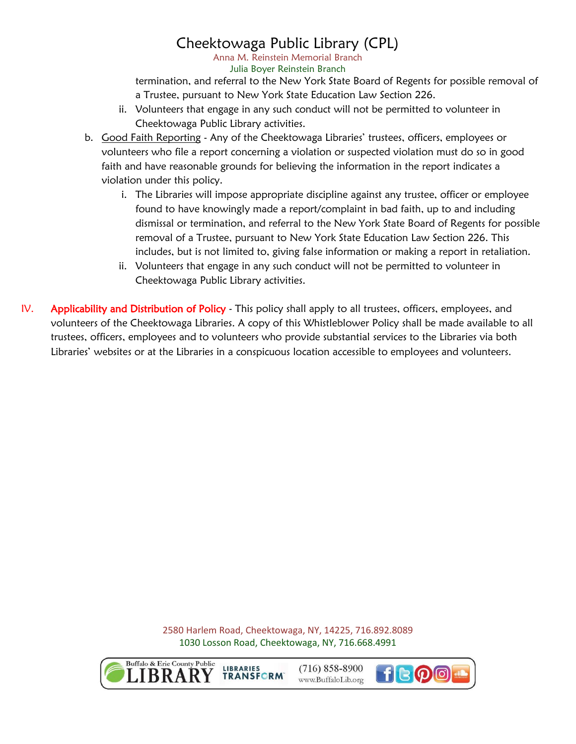termination, and referral to the New York State Board of Regents for possible removal of a Trustee, pursuant to New York State Education Law Section 226.

   ii. Volunteers that engage in any such conduct will not be permitted to volunteer in Cheektowaga Public Library activities.

b. Good Faith Reporting - Any of the Cheektowaga Libraries' trustees, officers, employees or volunteers who file a report concerning a violation or suspected violation must do so in good faith and have reasonable grounds for believing the information in the report indicates a violation under this policy.

   i. The Libraries will impose appropriate discipline against any trustee, officer or employee found to have knowingly made a report/complaint in bad faith, up to and including dismissal or termination, and referral to the New York State Board of Regents for possible removal of a Trustee, pursuant to New York State Education Law Section 226. This includes, but is not limited to, giving false information or making a report in retaliation.

   ii. Volunteers that engage in any such conduct will not be permitted to volunteer in Cheektowaga Public Library activities.

IV. **Applicability and Distribution of Policy** - This policy shall apply to all trustees, officers, employees, and volunteers of the Cheektowaga Libraries. A copy of this Whistleblower Policy shall be made available to all trustees, officers, employees and to volunteers who provide substantial services to the Libraries via both Libraries' websites or at the Libraries in a conspicuous location accessible to employees and volunteers.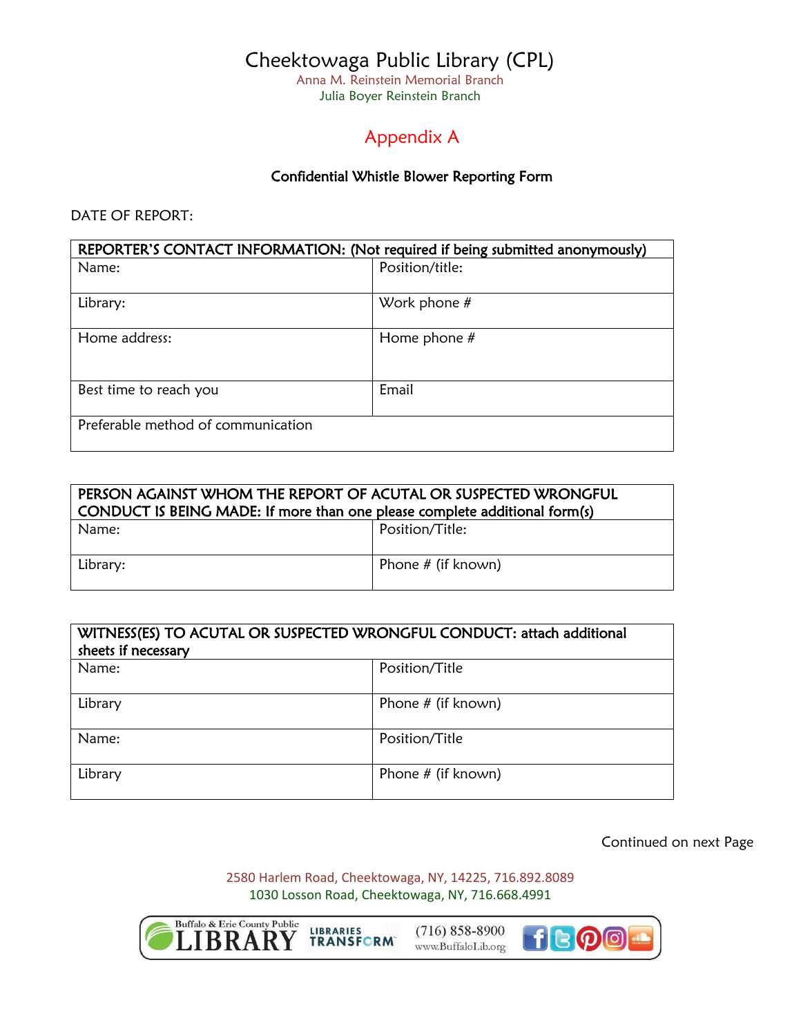# Cheektowaga Public Library (CPL)

Anna M. Reinstein Memorial Branch
Julia Boyer Reinstein Branch

## Appendix A

### Confidential Whistle Blower Reporting Form

DATE OF REPORT:

| REPORTER'S CONTACT INFORMATION: (Not required if being submitted anonymously) | |
|---|---|
| Name: | Position/title: |
| Library: | Work phone # |
| Home address: | Home phone # |
| Best time to reach you | Email |
| Preferable method of communication | |

| PERSON AGAINST WHOM THE REPORT OF ACUTAL OR SUSPECTED WRONGFUL CONDUCT IS BEING MADE: If more than one please complete additional form(s) | |
|---|---|
| Name: | Position/Title: |
| Library: | Phone # (if known) |

| WITNESS(ES) TO ACUTAL OR SUSPECTED WRONGFUL CONDUCT: attach additional sheets if necessary | |
|---|---|
| Name: | Position/Title |
| Library | Phone # (if known) |
| Name: | Position/Title |
| Library | Phone # (if known) |

Continued on next Page

2580 Harlem Road, Cheektowaga, NY, 14225, 716.892.8089
1030 Losson Road, Cheektowaga, NY, 716.668.4991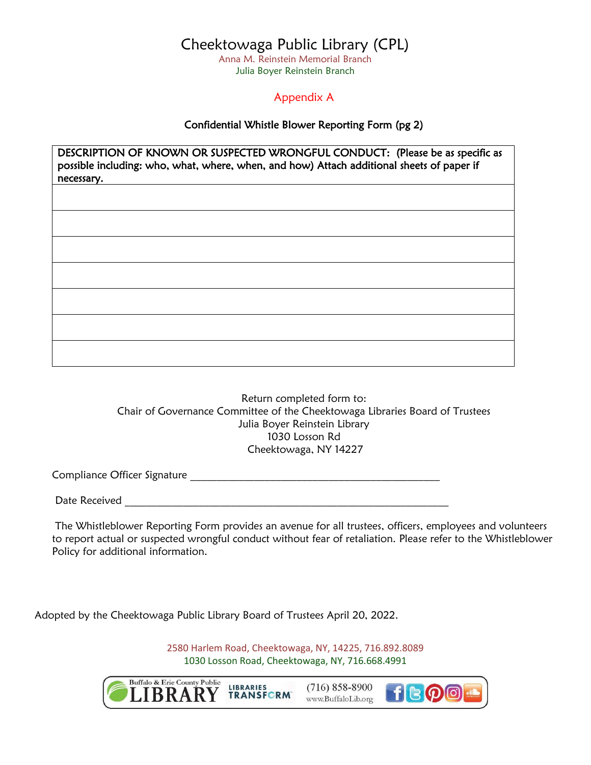# Cheektowaga Public Library (CPL)

Anna M. Reinstein Memorial Branch
Julia Boyer Reinstein Branch

## Appendix A

### Confidential Whistle Blower Reporting Form (pg 2)

| DESCRIPTION OF KNOWN OR SUSPECTED WRONGFUL CONDUCT: (Please be as specific as possible including: who, what, where, when, and how) Attach additional sheets of paper if necessary. |
|---|
| |
| |
| |
| |
| |
| |
| |

Return completed form to:
Chair of Governance Committee of the Cheektowaga Libraries Board of Trustees
Julia Boyer Reinstein Library
1030 Losson Rd
Cheektowaga, NY 14227

Compliance Officer Signature _______________________________________________

Date Received ___________________________________________________________

The Whistleblower Reporting Form provides an avenue for all trustees, officers, employees and volunteers to report actual or suspected wrongful conduct without fear of retaliation. Please refer to the Whistleblower Policy for additional information.

Adopted by the Cheektowaga Public Library Board of Trustees April 20, 2022.

2580 Harlem Road, Cheektowaga, NY, 14225, 716.892.8089
1030 Losson Road, Cheektowaga, NY, 716.668.4991

Buffalo & Erie County Public LIBRARY LIBRARIES TRANSFORM (716) 858-8900 www.BuffaloLib.org